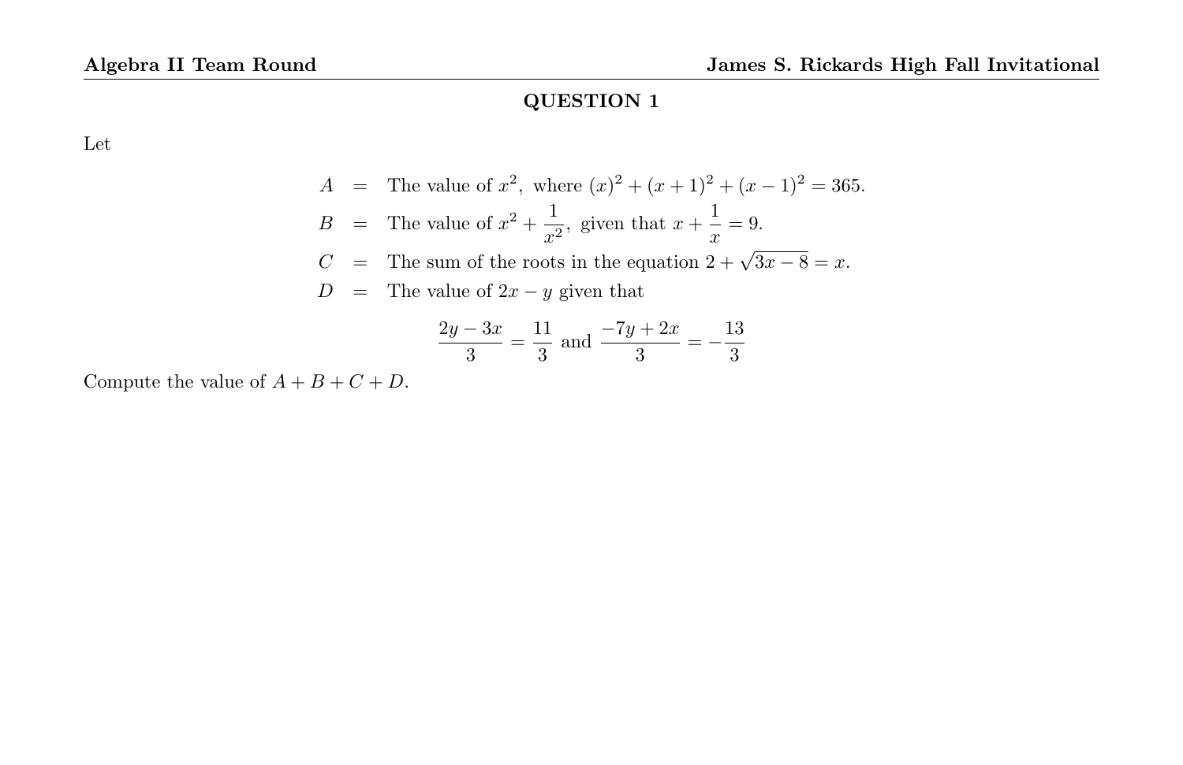## QUESTION 1

Let

$$
\begin{aligned}
A &= \text{The value of } x^2, \text{ where } (x)^2 + (x+1)^2 + (x-1)^2 = 365. \\
B &= \text{The value of } x^2 + \frac{1}{x^2}, \text{ given that } x + \frac{1}{x} = 9. \\
C &= \text{The sum of the roots in the equation } 2 + \sqrt{3x-8} = x. \\
D &= \text{The value of } 2x - y \text{ given that}
\end{aligned}
$$

$$\frac{2y-3x}{3} = \frac{11}{3} \text{ and } \frac{-7y+2x}{3} = -\frac{13}{3}$$

Compute the value of $A + B + C + D$.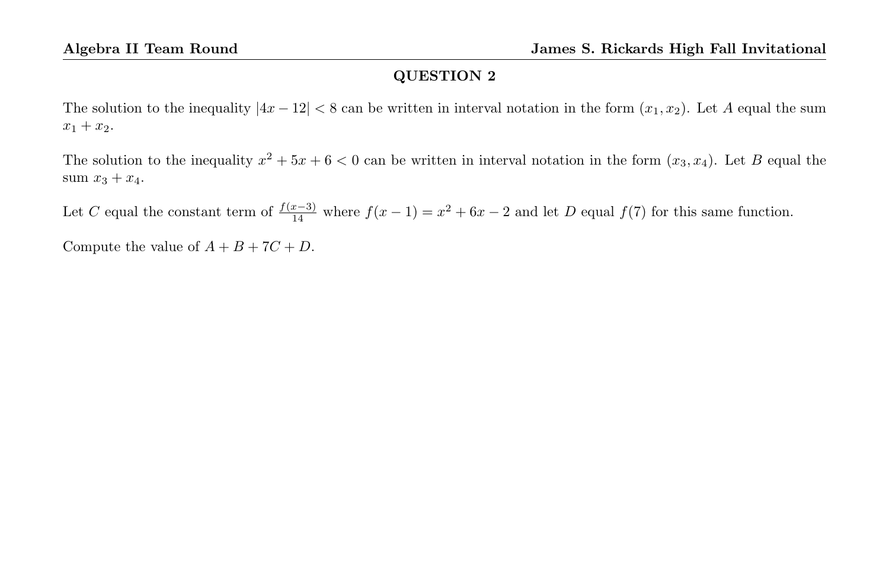## QUESTION 2

The solution to the inequality $|4x - 12| < 8$ can be written in interval notation in the form $(x_1, x_2)$. Let $A$ equal the sum $x_1 + x_2$.

The solution to the inequality $x^2 + 5x + 6 < 0$ can be written in interval notation in the form $(x_3, x_4)$. Let $B$ equal the sum $x_3 + x_4$.

Let $C$ equal the constant term of $\frac{f(x-3)}{14}$ where $f(x-1) = x^2 + 6x - 2$ and let $D$ equal $f(7)$ for this same function.

Compute the value of $A + B + 7C + D$.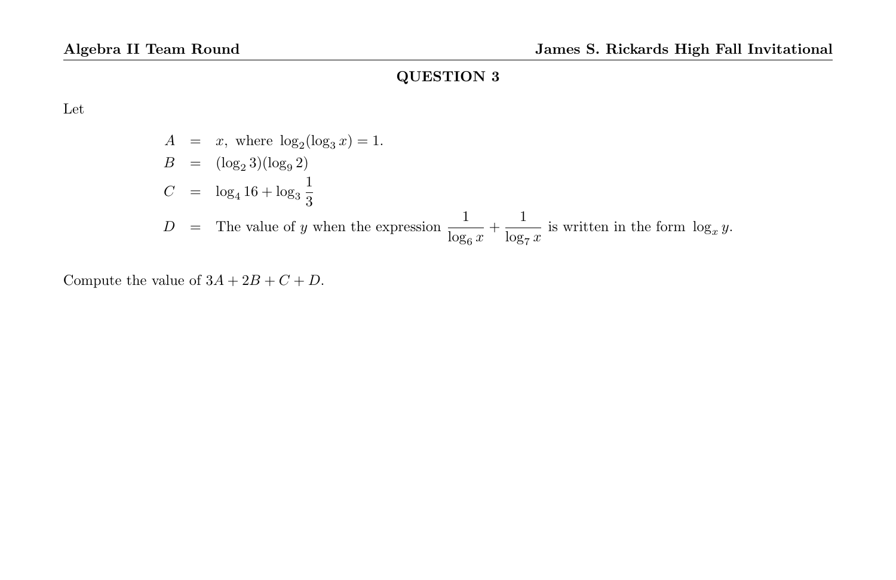## QUESTION 3

Let

$$
\begin{aligned}
A &= x, \text{ where } \log_2(\log_3 x) = 1. \\
B &= (\log_2 3)(\log_9 2) \\
C &= \log_4 16 + \log_3 \frac{1}{3} \\
D &= \text{The value of } y \text{ when the expression } \frac{1}{\log_6 x} + \frac{1}{\log_7 x} \text{ is written in the form } \log_x y.
\end{aligned}
$$

Compute the value of $3A + 2B + C + D$.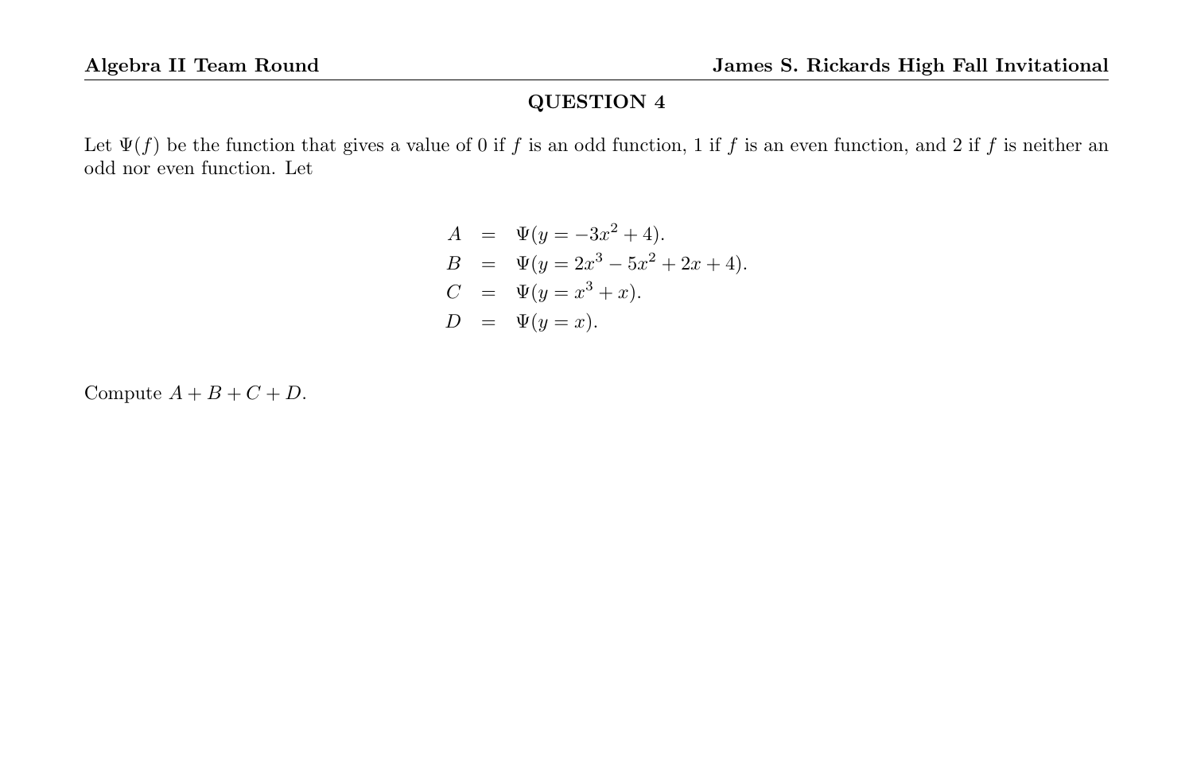## QUESTION 4

Let $\Psi(f)$ be the function that gives a value of 0 if $f$ is an odd function, 1 if $f$ is an even function, and 2 if $f$ is neither an odd nor even function. Let

$$
\begin{aligned}
A &= \Psi(y = -3x^2 + 4). \\
B &= \Psi(y = 2x^3 - 5x^2 + 2x + 4). \\
C &= \Psi(y = x^3 + x). \\
D &= \Psi(y = x).
\end{aligned}
$$

Compute $A + B + C + D$.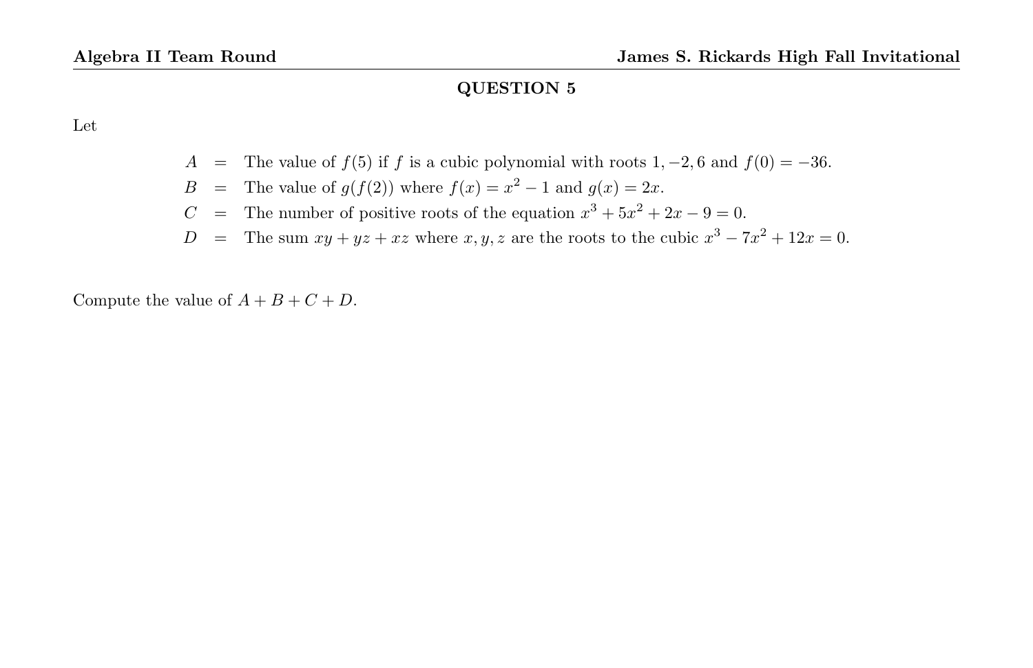## QUESTION 5

Let

$$
\begin{aligned}
A &= \text{The value of } f(5) \text{ if } f \text{ is a cubic polynomial with roots } 1, -2, 6 \text{ and } f(0) = -36. \\
B &= \text{The value of } g(f(2)) \text{ where } f(x) = x^2 - 1 \text{ and } g(x) = 2x. \\
C &= \text{The number of positive roots of the equation } x^3 + 5x^2 + 2x - 9 = 0. \\
D &= \text{The sum } xy + yz + xz \text{ where } x, y, z \text{ are the roots to the cubic } x^3 - 7x^2 + 12x = 0.
\end{aligned}
$$

Compute the value of $A + B + C + D$.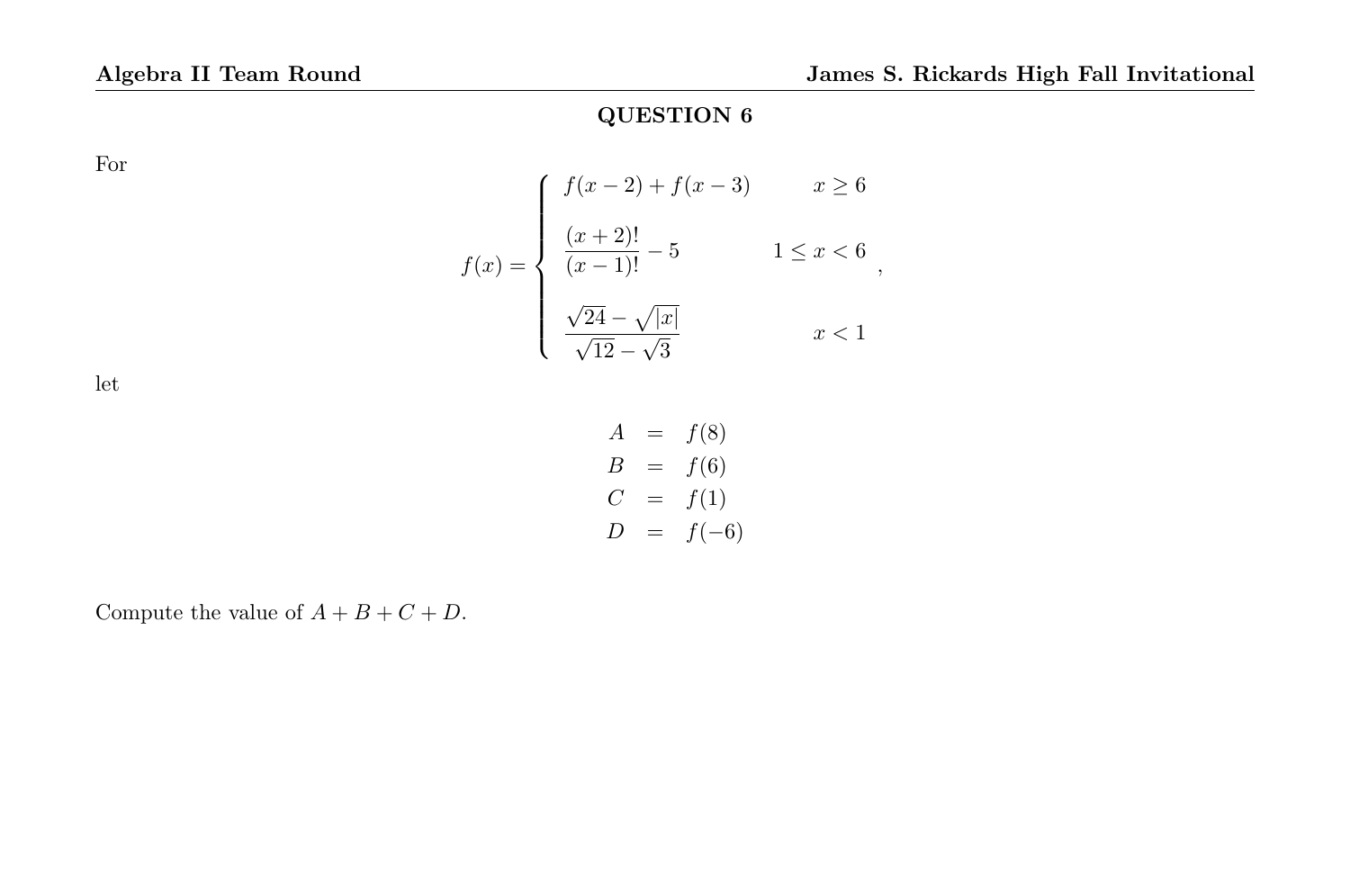## QUESTION 6

For

$$f(x) = \begin{cases} f(x-2) + f(x-3) & x \geq 6 \\[6pt] \dfrac{(x+2)!}{(x-1)!} - 5 & 1 \leq x < 6 \\[6pt] \dfrac{\sqrt{24} - \sqrt{|x|}}{\sqrt{12} - \sqrt{3}} & x < 1 \end{cases},$$

let

$$\begin{aligned} A &= f(8) \\ B &= f(6) \\ C &= f(1) \\ D &= f(-6) \end{aligned}$$

Compute the value of $A + B + C + D$.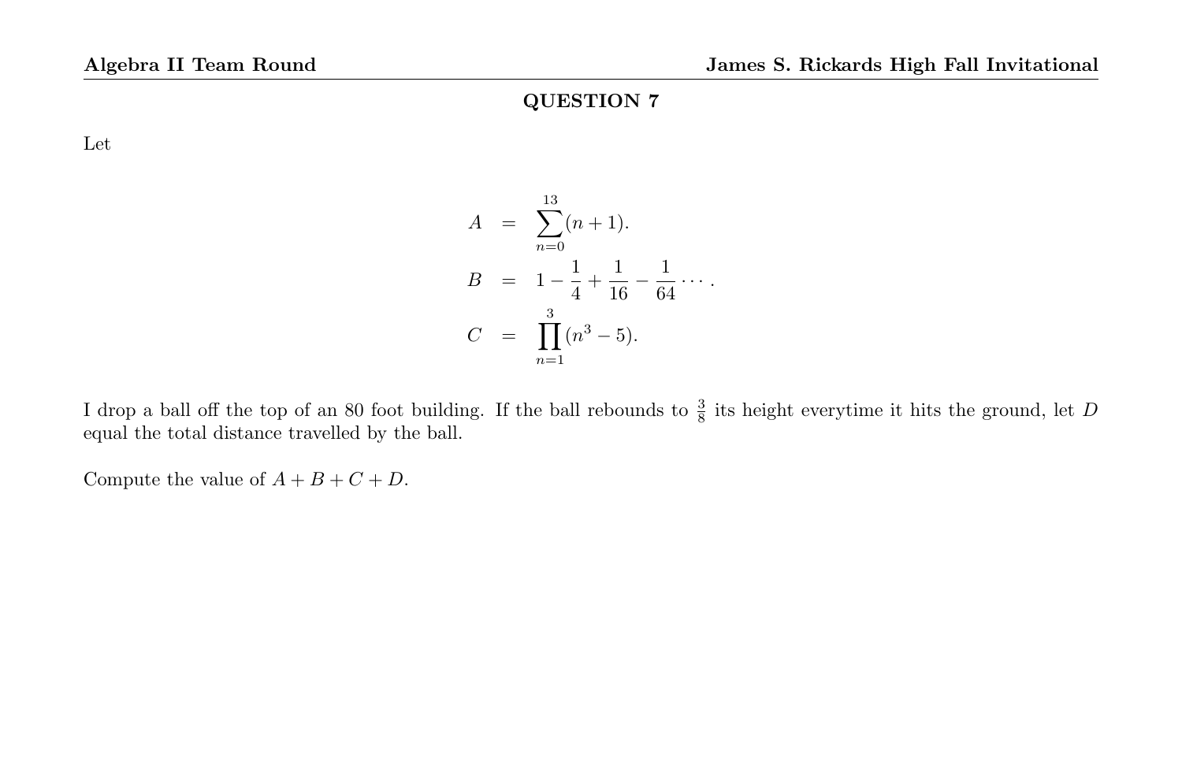## QUESTION 7

Let

$$
\begin{aligned}
A &= \sum_{n=0}^{13}(n+1). \\
B &= 1 - \frac{1}{4} + \frac{1}{16} - \frac{1}{64} \cdots. \\
C &= \prod_{n=1}^{3}(n^3 - 5).
\end{aligned}
$$

I drop a ball off the top of an 80 foot building. If the ball rebounds to $\frac{3}{8}$ its height everytime it hits the ground, let $D$ equal the total distance travelled by the ball.

Compute the value of $A + B + C + D$.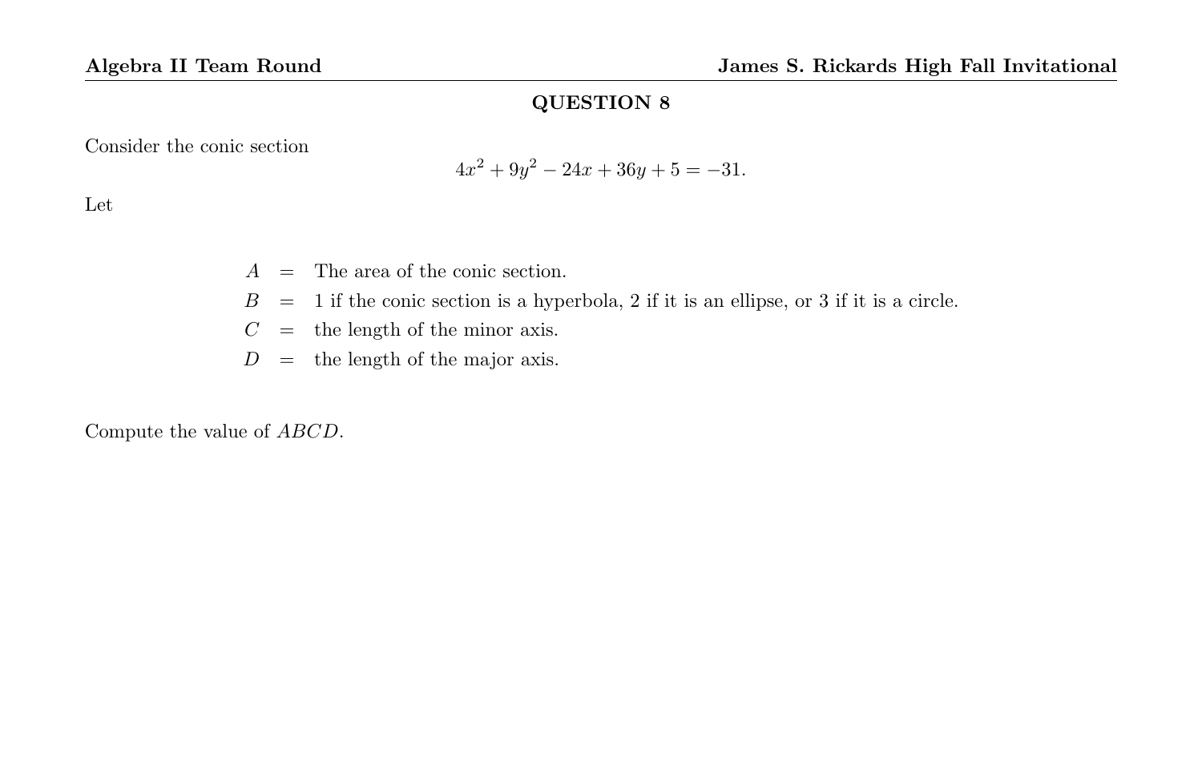## QUESTION 8

Consider the conic section

$$4x^2 + 9y^2 - 24x + 36y + 5 = -31.$$

Let

$$\begin{aligned}
A &= \text{The area of the conic section.} \\
B &= \text{1 if the conic section is a hyperbola, 2 if it is an ellipse, or 3 if it is a circle.} \\
C &= \text{the length of the minor axis.} \\
D &= \text{the length of the major axis.}
\end{aligned}$$

Compute the value of $ABCD$.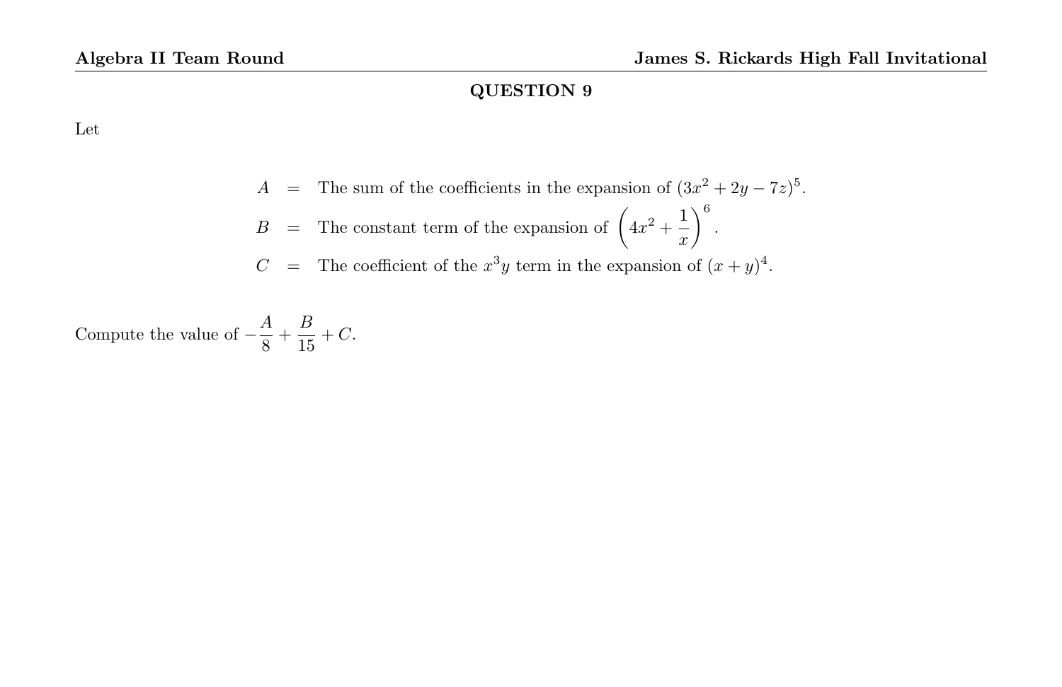## QUESTION 9

Let

$$
\begin{aligned}
A &= \text{The sum of the coefficients in the expansion of } (3x^2 + 2y - 7z)^5. \\
B &= \text{The constant term of the expansion of } \left(4x^2 + \frac{1}{x}\right)^6. \\
C &= \text{The coefficient of the } x^3y \text{ term in the expansion of } (x+y)^4.
\end{aligned}
$$

Compute the value of $-\dfrac{A}{8} + \dfrac{B}{15} + C$.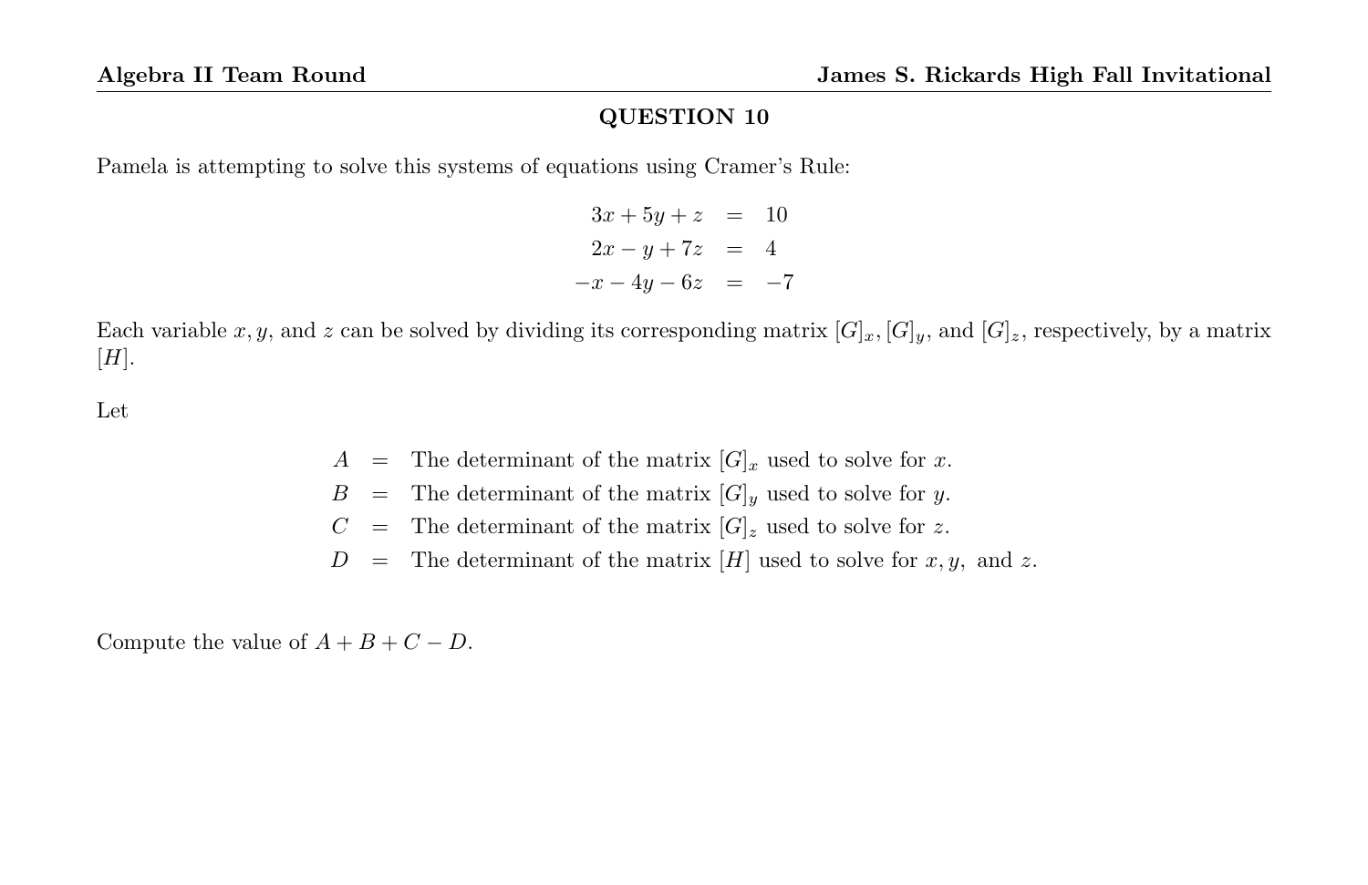## QUESTION 10

Pamela is attempting to solve this systems of equations using Cramer's Rule:

$$\begin{aligned} 3x + 5y + z &= 10 \\ 2x - y + 7z &= 4 \\ -x - 4y - 6z &= -7 \end{aligned}$$

Each variable $x, y$, and $z$ can be solved by dividing its corresponding matrix $[G]_x, [G]_y$, and $[G]_z$, respectively, by a matrix $[H]$.

Let

$$\begin{aligned} A &= \text{The determinant of the matrix } [G]_x \text{ used to solve for } x. \\ B &= \text{The determinant of the matrix } [G]_y \text{ used to solve for } y. \\ C &= \text{The determinant of the matrix } [G]_z \text{ used to solve for } z. \\ D &= \text{The determinant of the matrix } [H] \text{ used to solve for } x, y, \text{ and } z. \end{aligned}$$

Compute the value of $A + B + C - D$.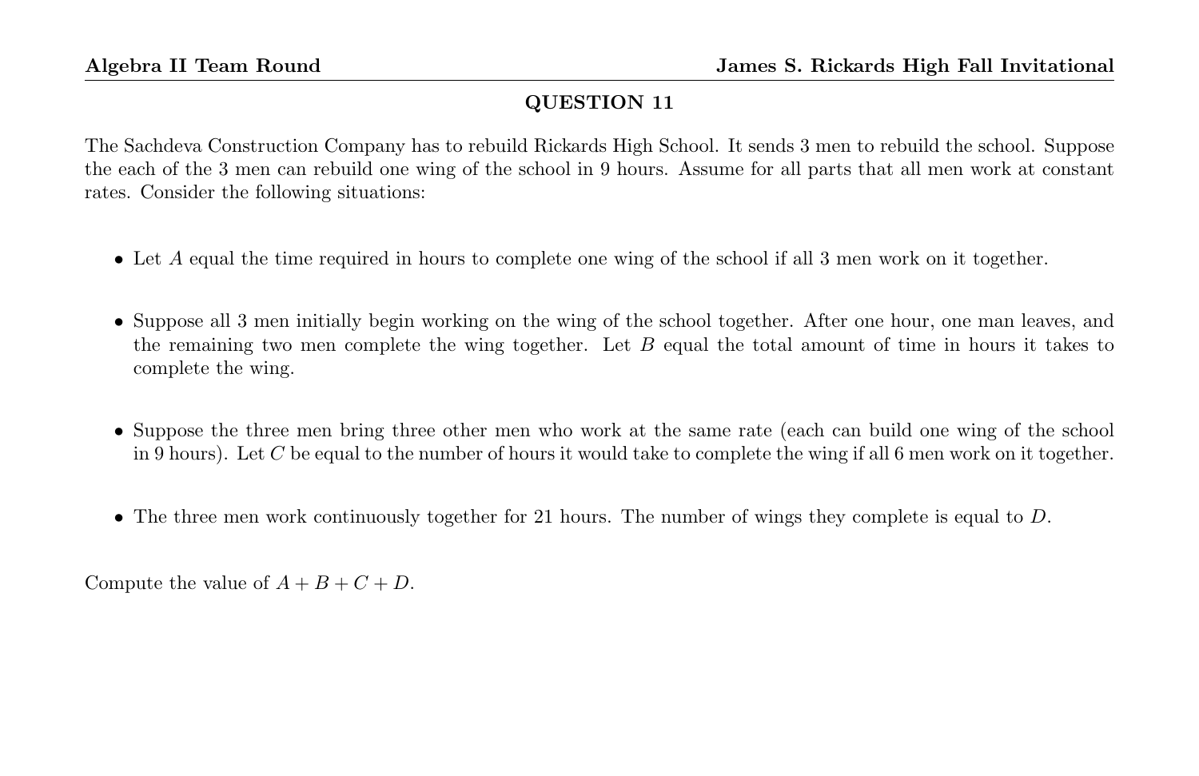## QUESTION 11

The Sachdeva Construction Company has to rebuild Rickards High School. It sends 3 men to rebuild the school. Suppose the each of the 3 men can rebuild one wing of the school in 9 hours. Assume for all parts that all men work at constant rates. Consider the following situations:

- Let $A$ equal the time required in hours to complete one wing of the school if all 3 men work on it together.

- Suppose all 3 men initially begin working on the wing of the school together. After one hour, one man leaves, and the remaining two men complete the wing together. Let $B$ equal the total amount of time in hours it takes to complete the wing.

- Suppose the three men bring three other men who work at the same rate (each can build one wing of the school in 9 hours). Let $C$ be equal to the number of hours it would take to complete the wing if all 6 men work on it together.

- The three men work continuously together for 21 hours. The number of wings they complete is equal to $D$.

Compute the value of $A + B + C + D$.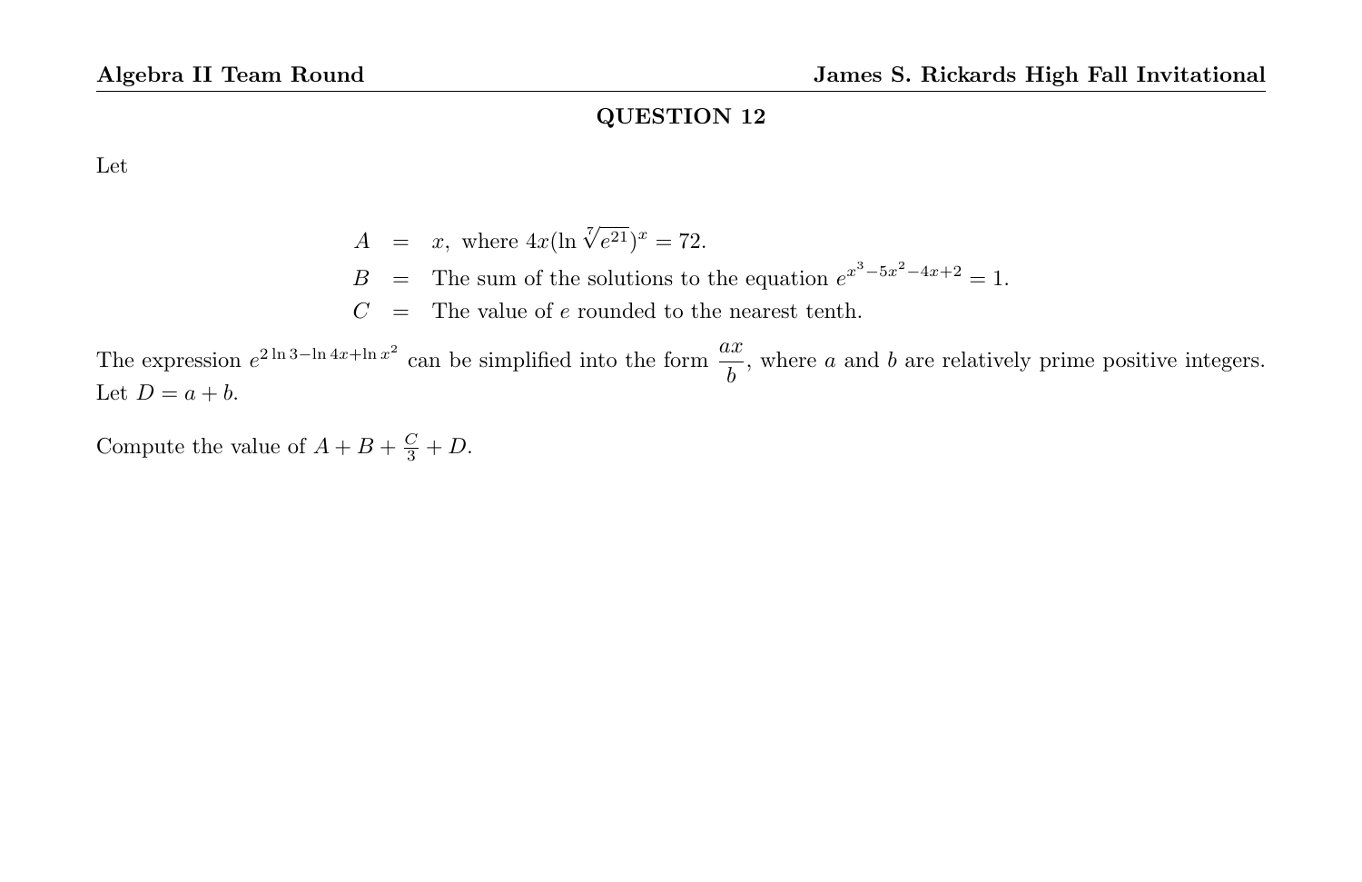## QUESTION 12

Let

$$
\begin{aligned}
A &= x, \text{ where } 4x(\ln \sqrt[7]{e^{21}})^x = 72. \\
B &= \text{The sum of the solutions to the equation } e^{x^3-5x^2-4x+2} = 1. \\
C &= \text{The value of } e \text{ rounded to the nearest tenth.}
\end{aligned}
$$

The expression $e^{2\ln 3 - \ln 4x + \ln x^2}$ can be simplified into the form $\dfrac{ax}{b}$, where $a$ and $b$ are relatively prime positive integers. Let $D = a + b$.

Compute the value of $A + B + \frac{C}{3} + D$.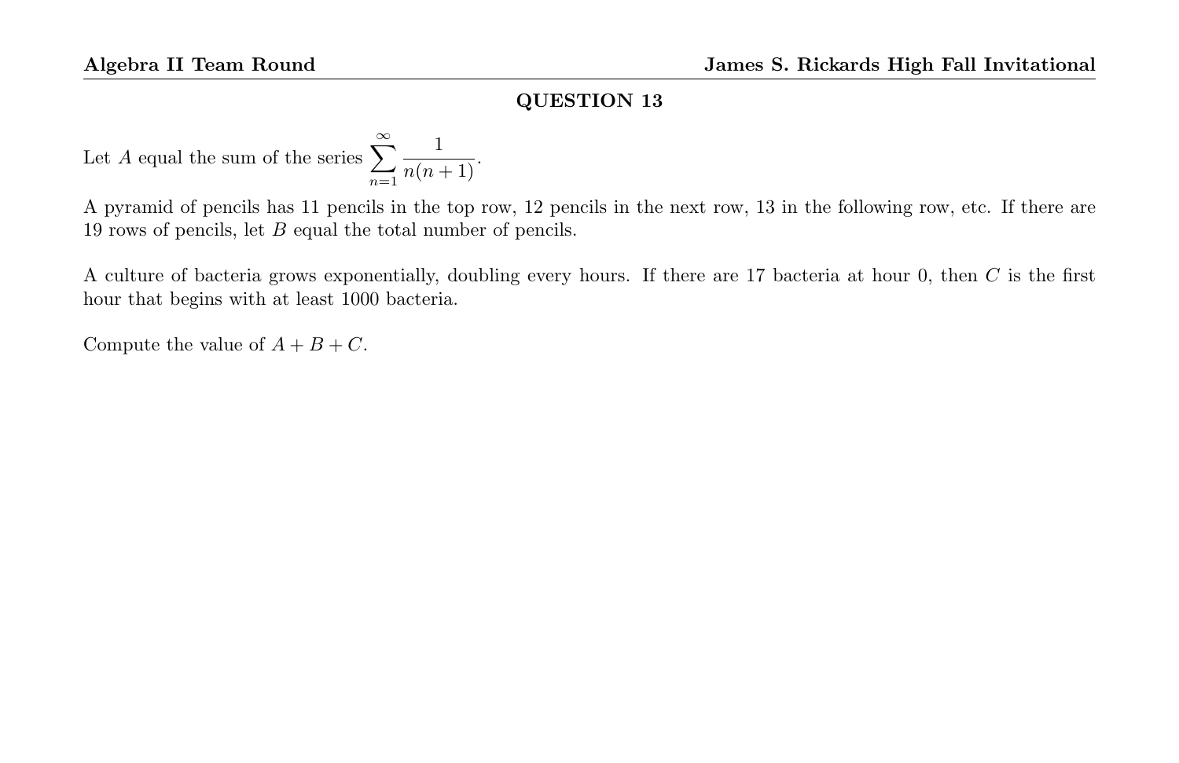## QUESTION 13

Let $A$ equal the sum of the series $\sum_{n=1}^{\infty} \frac{1}{n(n+1)}$.

A pyramid of pencils has 11 pencils in the top row, 12 pencils in the next row, 13 in the following row, etc. If there are 19 rows of pencils, let $B$ equal the total number of pencils.

A culture of bacteria grows exponentially, doubling every hours. If there are 17 bacteria at hour 0, then $C$ is the first hour that begins with at least 1000 bacteria.

Compute the value of $A + B + C$.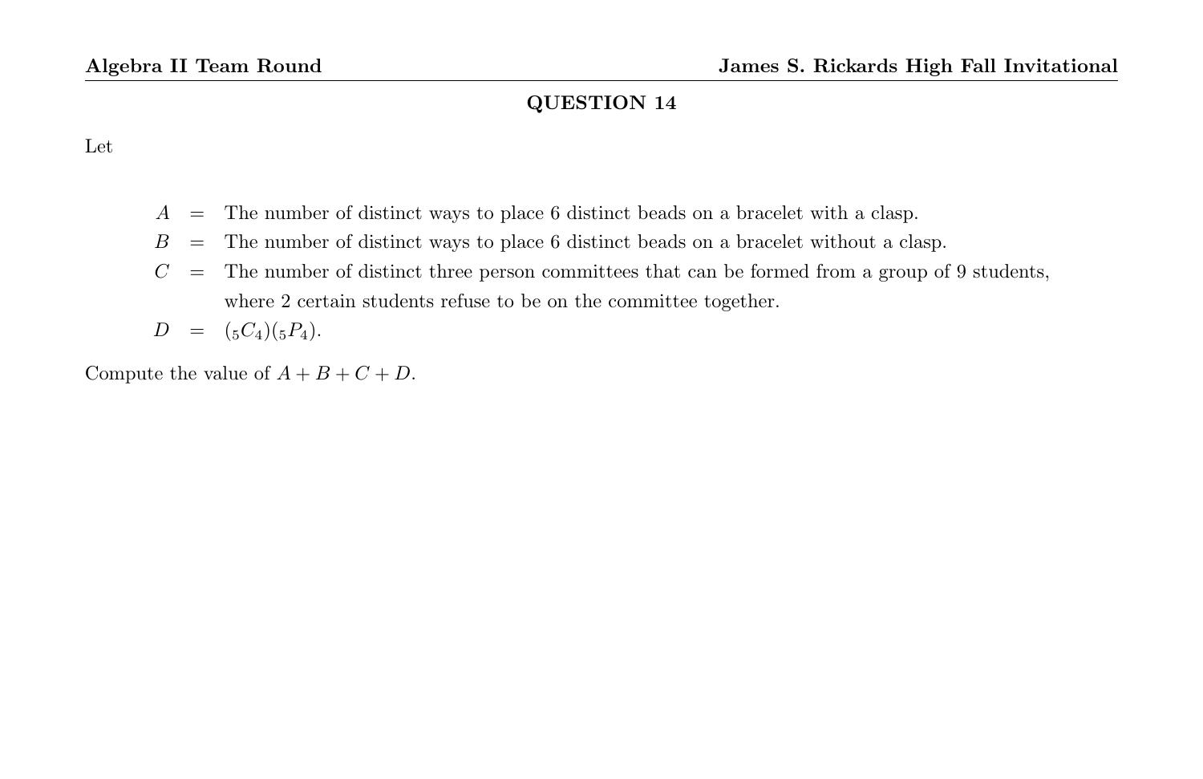## QUESTION 14

Let

$A$ = The number of distinct ways to place 6 distinct beads on a bracelet with a clasp.

$B$ = The number of distinct ways to place 6 distinct beads on a bracelet without a clasp.

$C$ = The number of distinct three person committees that can be formed from a group of 9 students, where 2 certain students refuse to be on the committee together.

$D$ = $({}_5C_4)({}_5P_4)$.

Compute the value of $A + B + C + D$.